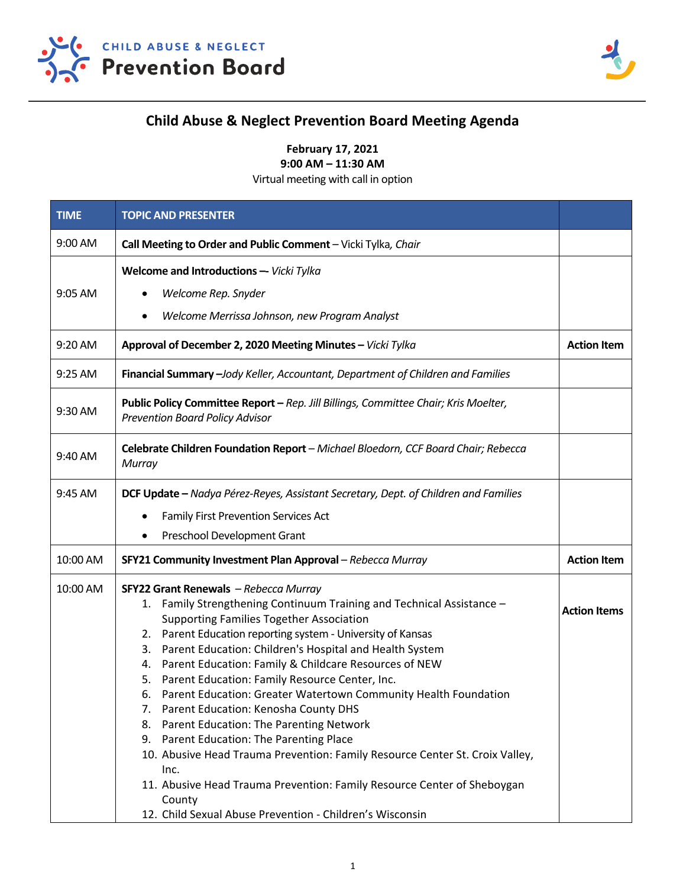CHILD ABUSE & NEGLECT
**Prevention Board**

# Child Abuse & Neglect Prevention Board Meeting Agenda

**February 17, 2021**
**9:00 AM – 11:30 AM**
Virtual meeting with call in option

| TIME | TOPIC AND PRESENTER | |
|---|---|---|
| 9:00 AM | **Call Meeting to Order and Public Comment** – Vicki Tylka, *Chair* | |
| 9:05 AM | **Welcome and Introductions —** *Vicki Tylka*<br>• *Welcome Rep. Snyder*<br>• *Welcome Merrissa Johnson, new Program Analyst* | |
| 9:20 AM | **Approval of December 2, 2020 Meeting Minutes –** *Vicki Tylka* | **Action Item** |
| 9:25 AM | **Financial Summary –***Jody Keller, Accountant, Department of Children and Families* | |
| 9:30 AM | **Public Policy Committee Report –** *Rep. Jill Billings, Committee Chair; Kris Moelter, Prevention Board Policy Advisor* | |
| 9:40 AM | **Celebrate Children Foundation Report** – *Michael Bloedorn, CCF Board Chair; Rebecca Murray* | |
| 9:45 AM | **DCF Update –** *Nadya Pérez-Reyes, Assistant Secretary, Dept. of Children and Families*<br>• Family First Prevention Services Act<br>• Preschool Development Grant | |
| 10:00 AM | **SFY21 Community Investment Plan Approval** – *Rebecca Murray* | **Action Item** |
| 10:00 AM | **SFY22 Grant Renewals** – *Rebecca Murray*<br>1. Family Strengthening Continuum Training and Technical Assistance – Supporting Families Together Association<br>2. Parent Education reporting system - University of Kansas<br>3. Parent Education: Children's Hospital and Health System<br>4. Parent Education: Family & Childcare Resources of NEW<br>5. Parent Education: Family Resource Center, Inc.<br>6. Parent Education: Greater Watertown Community Health Foundation<br>7. Parent Education: Kenosha County DHS<br>8. Parent Education: The Parenting Network<br>9. Parent Education: The Parenting Place<br>10. Abusive Head Trauma Prevention: Family Resource Center St. Croix Valley, Inc.<br>11. Abusive Head Trauma Prevention: Family Resource Center of Sheboygan County<br>12. Child Sexual Abuse Prevention - Children's Wisconsin | **Action Items** |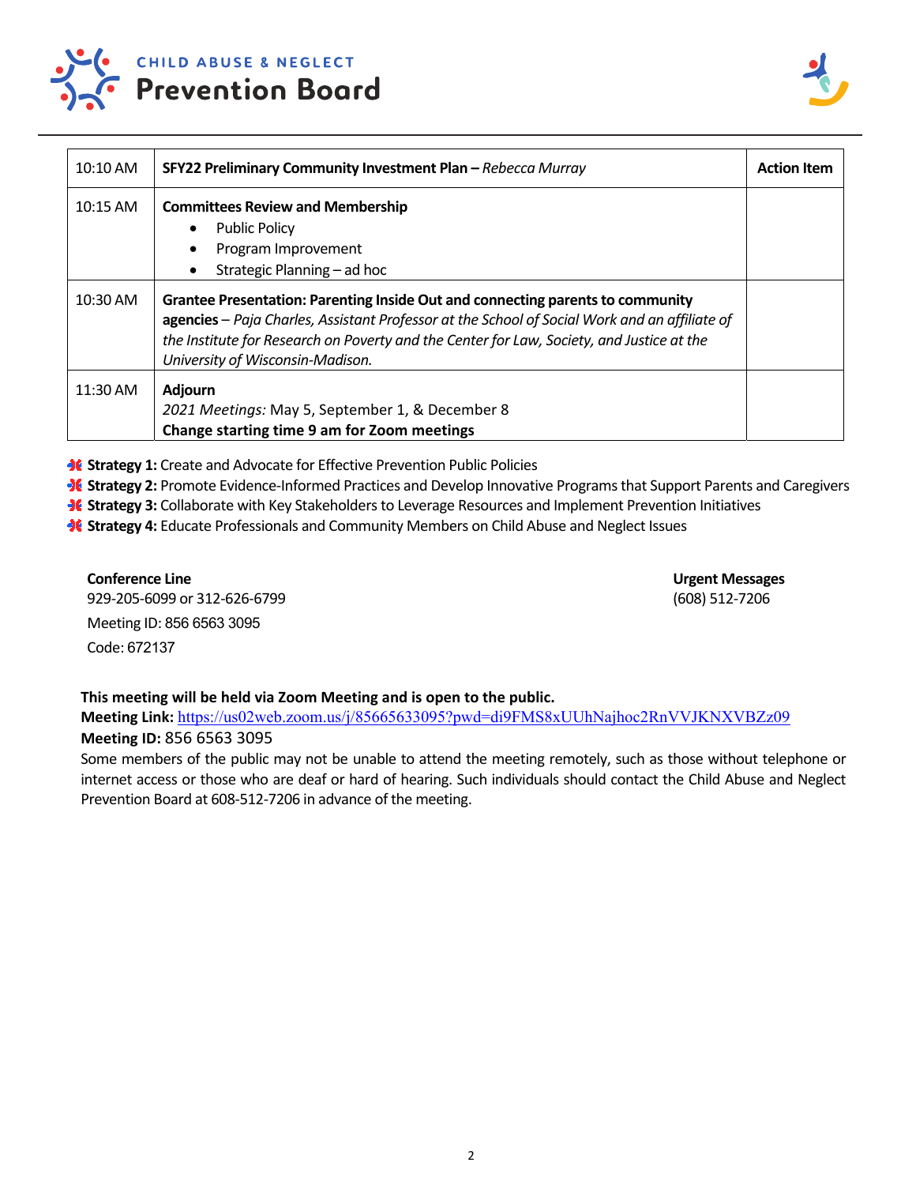# CHILD ABUSE & NEGLECT Prevention Board

| | | |
|---|---|---|
| 10:10 AM | **SFY22 Preliminary Community Investment Plan –** *Rebecca Murray* | **Action Item** |
| 10:15 AM | **Committees Review and Membership**<br>• Public Policy<br>• Program Improvement<br>• Strategic Planning – ad hoc | |
| 10:30 AM | **Grantee Presentation: Parenting Inside Out and connecting parents to community agencies** – *Paja Charles, Assistant Professor at the School of Social Work and an affiliate of the Institute for Research on Poverty and the Center for Law, Society, and Justice at the University of Wisconsin-Madison.* | |
| 11:30 AM | **Adjourn**<br>*2021 Meetings:* May 5, September 1, & December 8<br>**Change starting time 9 am for Zoom meetings** | |

- **Strategy 1:** Create and Advocate for Effective Prevention Public Policies
- **Strategy 2:** Promote Evidence-Informed Practices and Develop Innovative Programs that Support Parents and Caregivers
- **Strategy 3:** Collaborate with Key Stakeholders to Leverage Resources and Implement Prevention Initiatives
- **Strategy 4:** Educate Professionals and Community Members on Child Abuse and Neglect Issues

**Conference Line**
929-205-6099 or 312-626-6799
Meeting ID: 856 6563 3095
Code: 672137

**Urgent Messages**
(608) 512-7206

**This meeting will be held via Zoom Meeting and is open to the public.**
**Meeting Link:** https://us02web.zoom.us/j/85665633095?pwd=di9FMS8xUUhNajhoc2RnVVJKNXVBZz09
**Meeting ID:** 856 6563 3095
Some members of the public may not be unable to attend the meeting remotely, such as those without telephone or internet access or those who are deaf or hard of hearing. Such individuals should contact the Child Abuse and Neglect Prevention Board at 608-512-7206 in advance of the meeting.